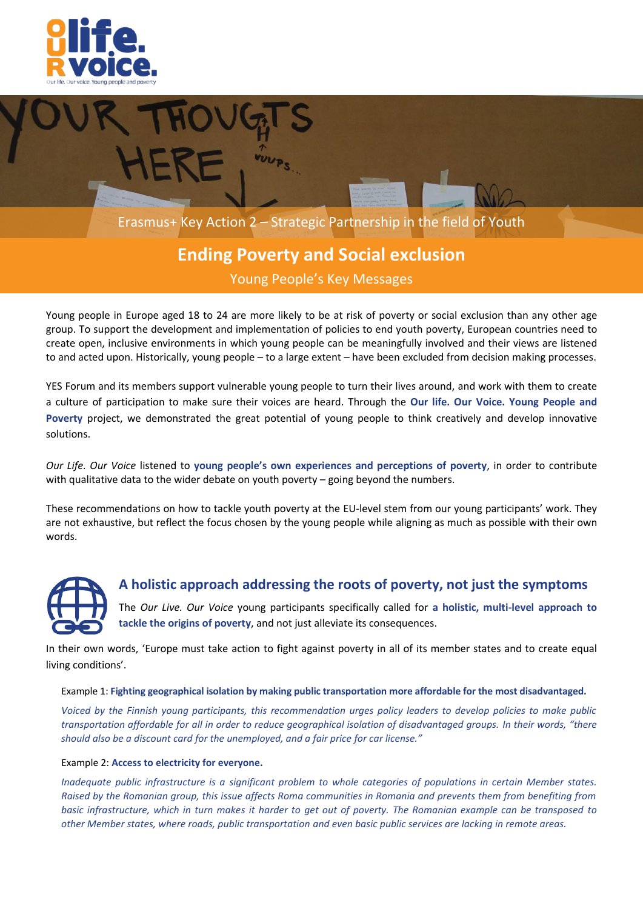Erasmus+ Key Action 2 – Strategic Partnership in the field of Youth

# Ending Poverty and Social exclusion

## Young People's Key Messages

Young people in Europe aged 18 to 24 are more likely to be at risk of poverty or social exclusion than any other age group. To support the development and implementation of policies to end youth poverty, European countries need to create open, inclusive environments in which young people can be meaningfully involved and their views are listened to and acted upon. Historically, young people – to a large extent – have been excluded from decision making processes.

YES Forum and its members support vulnerable young people to turn their lives around, and work with them to create a culture of participation to make sure their voices are heard. Through the **Our life. Our Voice. Young People and Poverty** project, we demonstrated the great potential of young people to think creatively and develop innovative solutions.

*Our Life. Our Voice* listened to **young people's own experiences and perceptions of poverty**, in order to contribute with qualitative data to the wider debate on youth poverty – going beyond the numbers.

These recommendations on how to tackle youth poverty at the EU-level stem from our young participants' work. They are not exhaustive, but reflect the focus chosen by the young people while aligning as much as possible with their own words.

### A holistic approach addressing the roots of poverty, not just the symptoms

The *Our Live. Our Voice* young participants specifically called for **a holistic, multi-level approach to tackle the origins of poverty**, and not just alleviate its consequences.

In their own words, 'Europe must take action to fight against poverty in all of its member states and to create equal living conditions'.

Example 1: **Fighting geographical isolation by making public transportation more affordable for the most disadvantaged.**

*Voiced by the Finnish young participants, this recommendation urges policy leaders to develop policies to make public transportation affordable for all in order to reduce geographical isolation of disadvantaged groups. In their words, "there should also be a discount card for the unemployed, and a fair price for car license."*

Example 2: **Access to electricity for everyone.**

*Inadequate public infrastructure is a significant problem to whole categories of populations in certain Member states. Raised by the Romanian group, this issue affects Roma communities in Romania and prevents them from benefiting from basic infrastructure, which in turn makes it harder to get out of poverty. The Romanian example can be transposed to other Member states, where roads, public transportation and even basic public services are lacking in remote areas.*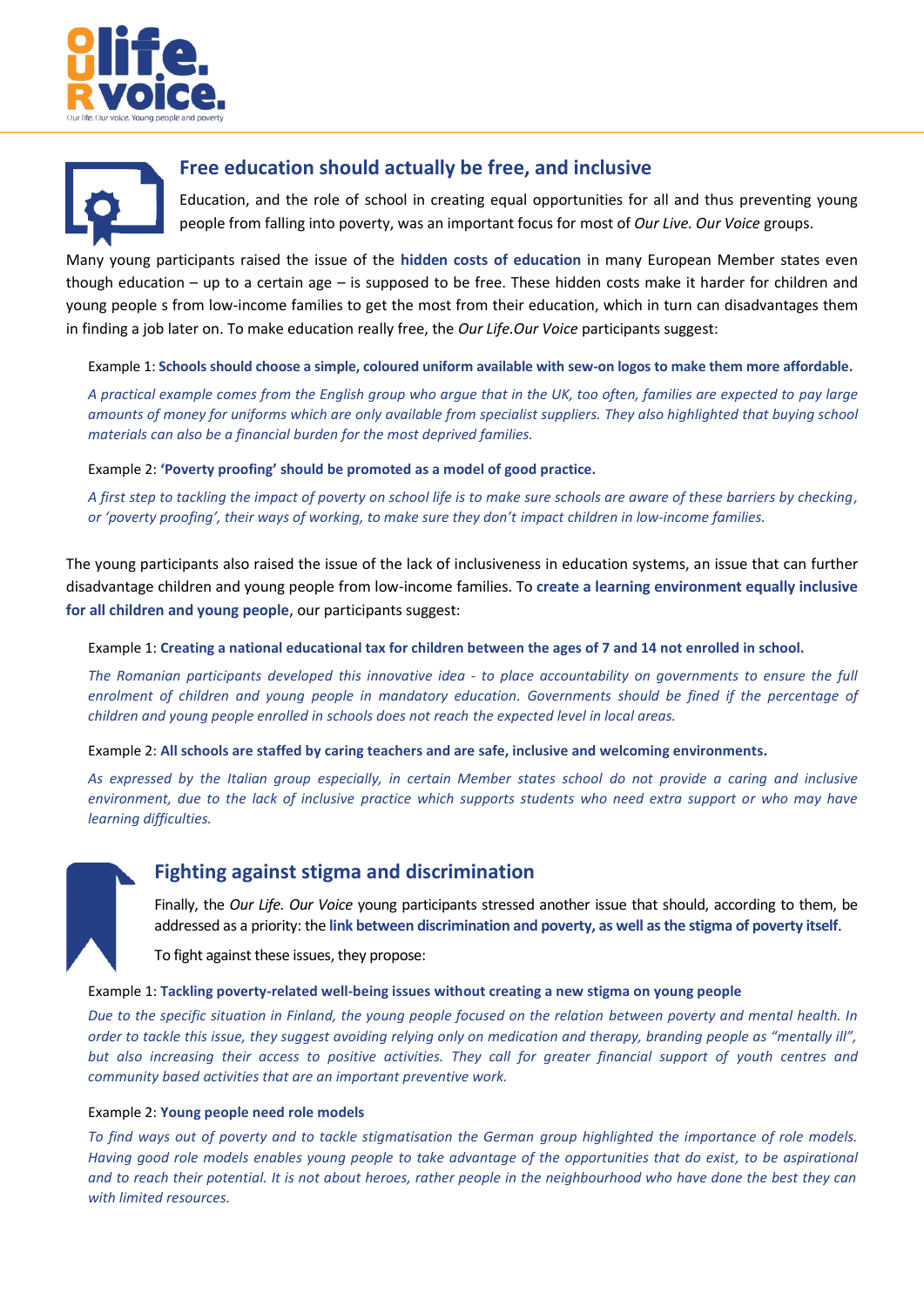## Free education should actually be free, and inclusive

Education, and the role of school in creating equal opportunities for all and thus preventing young people from falling into poverty, was an important focus for most of *Our Live. Our Voice* groups.

Many young participants raised the issue of the **hidden costs of education** in many European Member states even though education – up to a certain age – is supposed to be free. These hidden costs make it harder for children and young people s from low-income families to get the most from their education, which in turn can disadvantages them in finding a job later on. To make education really free, the *Our Life.Our Voice* participants suggest:

Example 1: **Schools should choose a simple, coloured uniform available with sew-on logos to make them more affordable.**

*A practical example comes from the English group who argue that in the UK, too often, families are expected to pay large amounts of money for uniforms which are only available from specialist suppliers. They also highlighted that buying school materials can also be a financial burden for the most deprived families.*

Example 2: **'Poverty proofing' should be promoted as a model of good practice.**

*A first step to tackling the impact of poverty on school life is to make sure schools are aware of these barriers by checking, or 'poverty proofing', their ways of working, to make sure they don't impact children in low-income families.*

The young participants also raised the issue of the lack of inclusiveness in education systems, an issue that can further disadvantage children and young people from low-income families. To **create a learning environment equally inclusive for all children and young people**, our participants suggest:

Example 1: **Creating a national educational tax for children between the ages of 7 and 14 not enrolled in school.**

*The Romanian participants developed this innovative idea - to place accountability on governments to ensure the full enrolment of children and young people in mandatory education. Governments should be fined if the percentage of children and young people enrolled in schools does not reach the expected level in local areas.*

Example 2: **All schools are staffed by caring teachers and are safe, inclusive and welcoming environments.**

*As expressed by the Italian group especially, in certain Member states school do not provide a caring and inclusive environment, due to the lack of inclusive practice which supports students who need extra support or who may have learning difficulties.*

## Fighting against stigma and discrimination

Finally, the *Our Life. Our Voice* young participants stressed another issue that should, according to them, be addressed as a priority: the **link between discrimination and poverty, as well as the stigma of poverty itself**.

To fight against these issues, they propose:

Example 1: **Tackling poverty-related well-being issues without creating a new stigma on young people**

*Due to the specific situation in Finland, the young people focused on the relation between poverty and mental health. In order to tackle this issue, they suggest avoiding relying only on medication and therapy, branding people as "mentally ill", but also increasing their access to positive activities. They call for greater financial support of youth centres and community based activities that are an important preventive work.*

Example 2: **Young people need role models**

*To find ways out of poverty and to tackle stigmatisation the German group highlighted the importance of role models. Having good role models enables young people to take advantage of the opportunities that do exist, to be aspirational and to reach their potential. It is not about heroes, rather people in the neighbourhood who have done the best they can with limited resources.*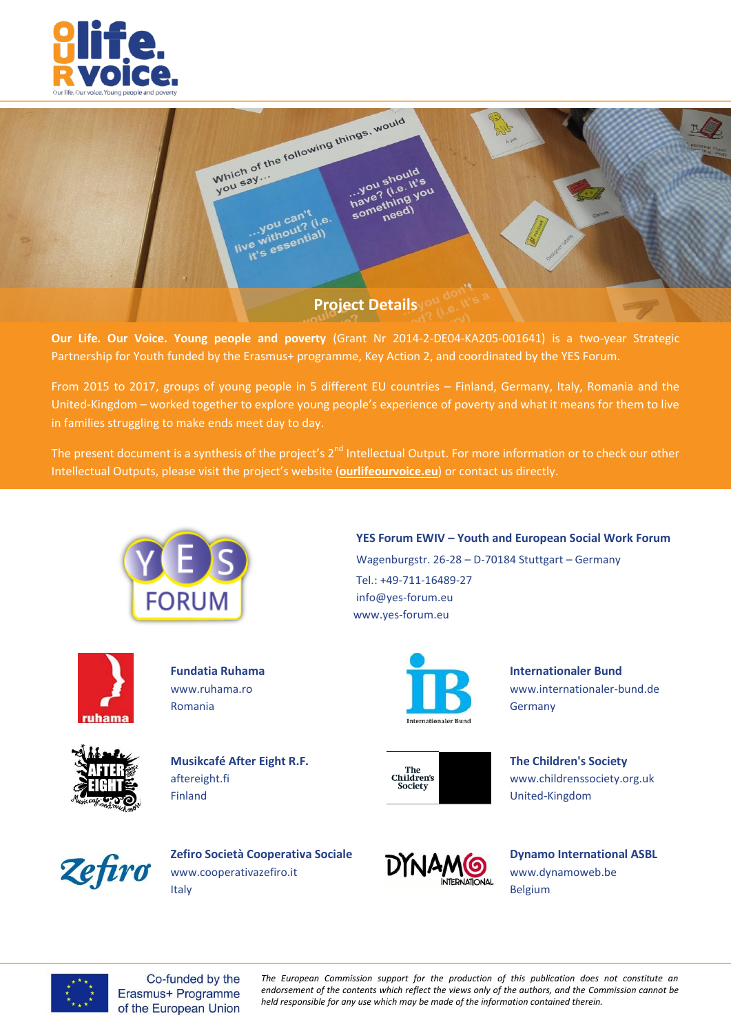## Project Details

**Our Life. Our Voice. Young people and poverty** (Grant Nr 2014-2-DE04-KA205-001641) is a two-year Strategic Partnership for Youth funded by the Erasmus+ programme, Key Action 2, and coordinated by the YES Forum.

From 2015 to 2017, groups of young people in 5 different EU countries – Finland, Germany, Italy, Romania and the United-Kingdom – worked together to explore young people's experience of poverty and what it means for them to live in families struggling to make ends meet day to day.

The present document is a synthesis of the project's 2nd Intellectual Output. For more information or to check our other Intellectual Outputs, please visit the project's website (**ourlifeourvoice.eu**) or contact us directly.

**YES Forum EWIV – Youth and European Social Work Forum**
Wagenburgstr. 26-28 – D-70184 Stuttgart – Germany
Tel.: +49-711-16489-27
info@yes-forum.eu
www.yes-forum.eu

**Fundatia Ruhama**
www.ruhama.ro
Romania

**Internationaler Bund**
www.internationaler-bund.de
Germany

**Musikcafé After Eight R.F.**
aftereight.fi
Finland

**The Children's Society**
www.childrenssociety.org.uk
United-Kingdom

**Zefiro Società Cooperativa Sociale**
www.cooperativazefiro.it
Italy

**Dynamo International ASBL**
www.dynamoweb.be
Belgium

Co-funded by the Erasmus+ Programme of the European Union

*The European Commission support for the production of this publication does not constitute an endorsement of the contents which reflect the views only of the authors, and the Commission cannot be held responsible for any use which may be made of the information contained therein.*